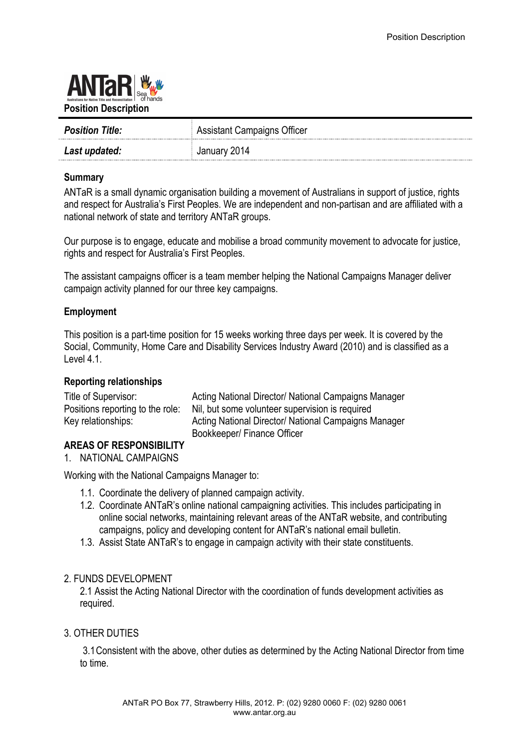# Position Description

| *Position Title:* | Assistant Campaigns Officer |
|---|---|
| *Last updated:* | January 2014 |

## Summary

ANTaR is a small dynamic organisation building a movement of Australians in support of justice, rights and respect for Australia's First Peoples. We are independent and non-partisan and are affiliated with a national network of state and territory ANTaR groups.

Our purpose is to engage, educate and mobilise a broad community movement to advocate for justice, rights and respect for Australia's First Peoples.

The assistant campaigns officer is a team member helping the National Campaigns Manager deliver campaign activity planned for our three key campaigns.

## Employment

This position is a part-time position for 15 weeks working three days per week. It is covered by the Social, Community, Home Care and Disability Services Industry Award (2010) and is classified as a Level 4.1.

## Reporting relationships

| | |
|---|---|
| Title of Supervisor: | Acting National Director/ National Campaigns Manager |
| Positions reporting to the role: | Nil, but some volunteer supervision is required |
| Key relationships: | Acting National Director/ National Campaigns Manager<br>Bookkeeper/ Finance Officer |

## AREAS OF RESPONSIBILITY

1. NATIONAL CAMPAIGNS

Working with the National Campaigns Manager to:

- 1.1. Coordinate the delivery of planned campaign activity.
- 1.2. Coordinate ANTaR's online national campaigning activities. This includes participating in online social networks, maintaining relevant areas of the ANTaR website, and contributing campaigns, policy and developing content for ANTaR's national email bulletin.
- 1.3. Assist State ANTaR's to engage in campaign activity with their state constituents.

2. FUNDS DEVELOPMENT

2.1 Assist the Acting National Director with the coordination of funds development activities as required.

3. OTHER DUTIES

3.1 Consistent with the above, other duties as determined by the Acting National Director from time to time.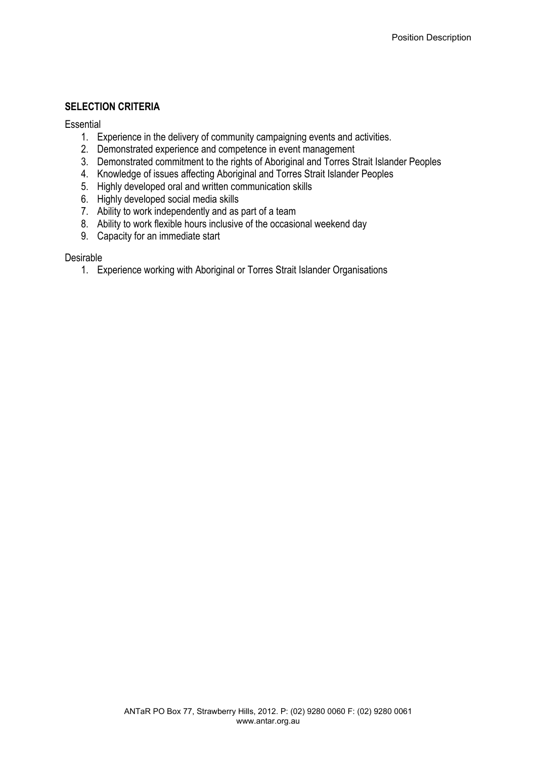## SELECTION CRITERIA

Essential

1. Experience in the delivery of community campaigning events and activities.
2. Demonstrated experience and competence in event management
3. Demonstrated commitment to the rights of Aboriginal and Torres Strait Islander Peoples
4. Knowledge of issues affecting Aboriginal and Torres Strait Islander Peoples
5. Highly developed oral and written communication skills
6. Highly developed social media skills
7. Ability to work independently and as part of a team
8. Ability to work flexible hours inclusive of the occasional weekend day
9. Capacity for an immediate start

Desirable

1. Experience working with Aboriginal or Torres Strait Islander Organisations